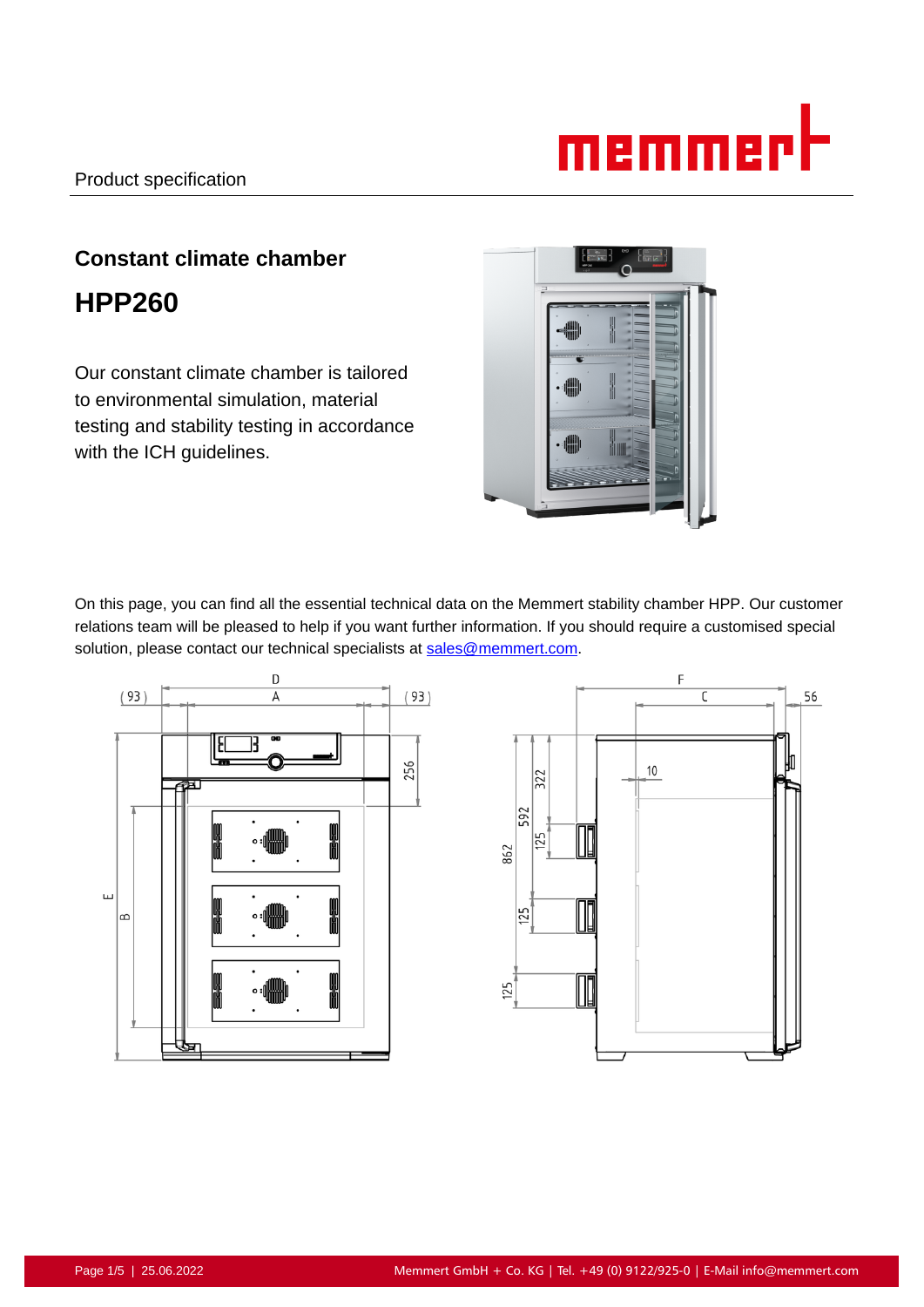Product specification

## Constant climate chamber

# HPP260

Our constant climate chamber is tailored to environmental simulation, material testing and stability testing in accordance with the ICH guidelines.

On this page, you can find all the essential technical data on the Memmert stability chamber HPP. Our customer relations team will be pleased to help if you want further information. If you should require a customised special solution, please contact our technical specialists at sales@memmert.com.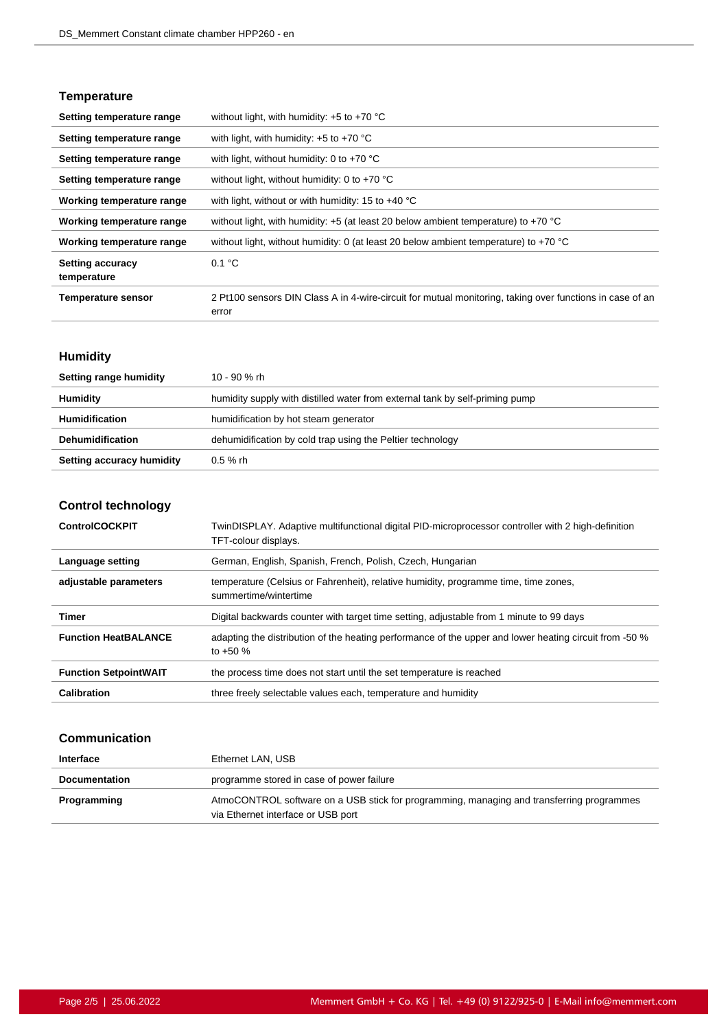## Temperature

| | |
|---|---|
| **Setting temperature range** | without light, with humidity: +5 to +70 °C |
| **Setting temperature range** | with light, with humidity: +5 to +70 °C |
| **Setting temperature range** | with light, without humidity: 0 to +70 °C |
| **Setting temperature range** | without light, without humidity: 0 to +70 °C |
| **Working temperature range** | with light, without or with humidity: 15 to +40 °C |
| **Working temperature range** | without light, with humidity: +5 (at least 20 below ambient temperature) to +70 °C |
| **Working temperature range** | without light, without humidity: 0 (at least 20 below ambient temperature) to +70 °C |
| **Setting accuracy temperature** | 0.1 °C |
| **Temperature sensor** | 2 Pt100 sensors DIN Class A in 4-wire-circuit for mutual monitoring, taking over functions in case of an error |

## Humidity

| | |
|---|---|
| **Setting range humidity** | 10 - 90 % rh |
| **Humidity** | humidity supply with distilled water from external tank by self-priming pump |
| **Humidification** | humidification by hot steam generator |
| **Dehumidification** | dehumidification by cold trap using the Peltier technology |
| **Setting accuracy humidity** | 0.5 % rh |

## Control technology

| | |
|---|---|
| **ControlCOCKPIT** | TwinDISPLAY. Adaptive multifunctional digital PID-microprocessor controller with 2 high-definition TFT-colour displays. |
| **Language setting** | German, English, Spanish, French, Polish, Czech, Hungarian |
| **adjustable parameters** | temperature (Celsius or Fahrenheit), relative humidity, programme time, time zones, summertime/wintertime |
| **Timer** | Digital backwards counter with target time setting, adjustable from 1 minute to 99 days |
| **Function HeatBALANCE** | adapting the distribution of the heating performance of the upper and lower heating circuit from -50 % to +50 % |
| **Function SetpointWAIT** | the process time does not start until the set temperature is reached |
| **Calibration** | three freely selectable values each, temperature and humidity |

## Communication

| | |
|---|---|
| **Interface** | Ethernet LAN, USB |
| **Documentation** | programme stored in case of power failure |
| **Programming** | AtmoCONTROL software on a USB stick for programming, managing and transferring programmes via Ethernet interface or USB port |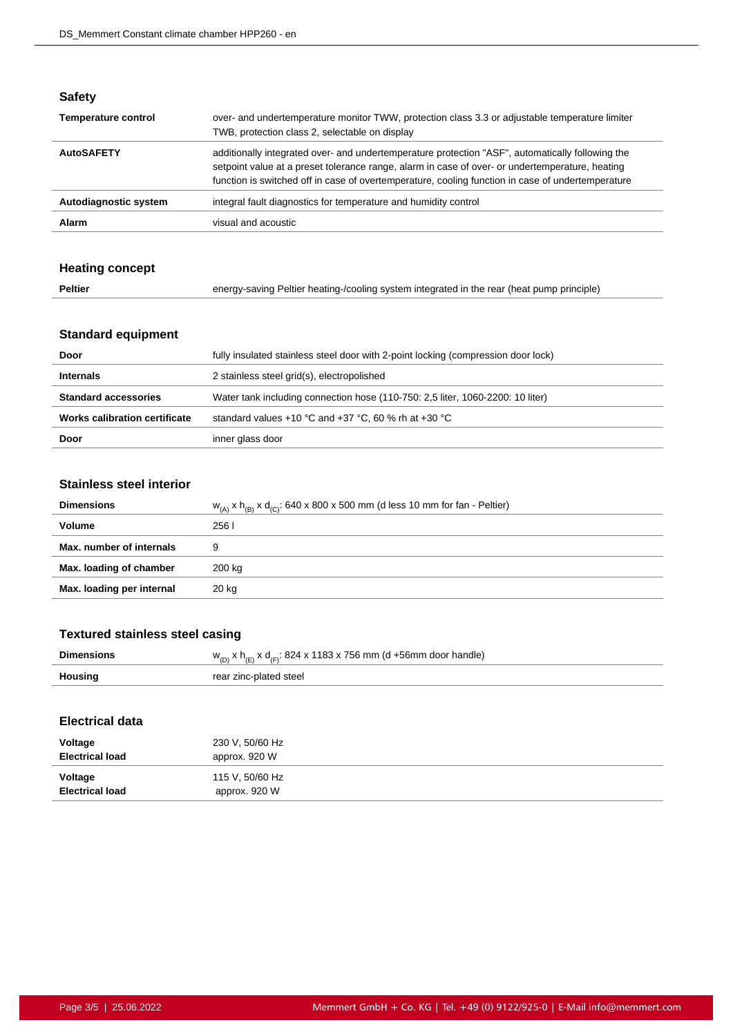## Safety

| | |
|---|---|
| **Temperature control** | over- and undertemperature monitor TWW, protection class 3.3 or adjustable temperature limiter TWB, protection class 2, selectable on display |
| **AutoSAFETY** | additionally integrated over- and undertemperature protection "ASF", automatically following the setpoint value at a preset tolerance range, alarm in case of over- or undertemperature, heating function is switched off in case of overtemperature, cooling function in case of undertemperature |
| **Autodiagnostic system** | integral fault diagnostics for temperature and humidity control |
| **Alarm** | visual and acoustic |

## Heating concept

| | |
|---|---|
| **Peltier** | energy-saving Peltier heating-/cooling system integrated in the rear (heat pump principle) |

## Standard equipment

| | |
|---|---|
| **Door** | fully insulated stainless steel door with 2-point locking (compression door lock) |
| **Internals** | 2 stainless steel grid(s), electropolished |
| **Standard accessories** | Water tank including connection hose (110-750: 2,5 liter, 1060-2200: 10 liter) |
| **Works calibration certificate** | standard values +10 °C and +37 °C, 60 % rh at +30 °C |
| **Door** | inner glass door |

## Stainless steel interior

| | |
|---|---|
| **Dimensions** | $w_{(A)}$ x $h_{(B)}$ x $d_{(C)}$: 640 x 800 x 500 mm (d less 10 mm for fan - Peltier) |
| **Volume** | 256 l |
| **Max. number of internals** | 9 |
| **Max. loading of chamber** | 200 kg |
| **Max. loading per internal** | 20 kg |

## Textured stainless steel casing

| | |
|---|---|
| **Dimensions** | $w_{(D)}$ x $h_{(E)}$ x $d_{(F)}$: 824 x 1183 x 756 mm (d +56mm door handle) |
| **Housing** | rear zinc-plated steel |

## Electrical data

| | |
|---|---|
| **Voltage**<br>**Electrical load** | 230 V, 50/60 Hz<br>approx. 920 W |
| **Voltage**<br>**Electrical load** | 115 V, 50/60 Hz<br>approx. 920 W |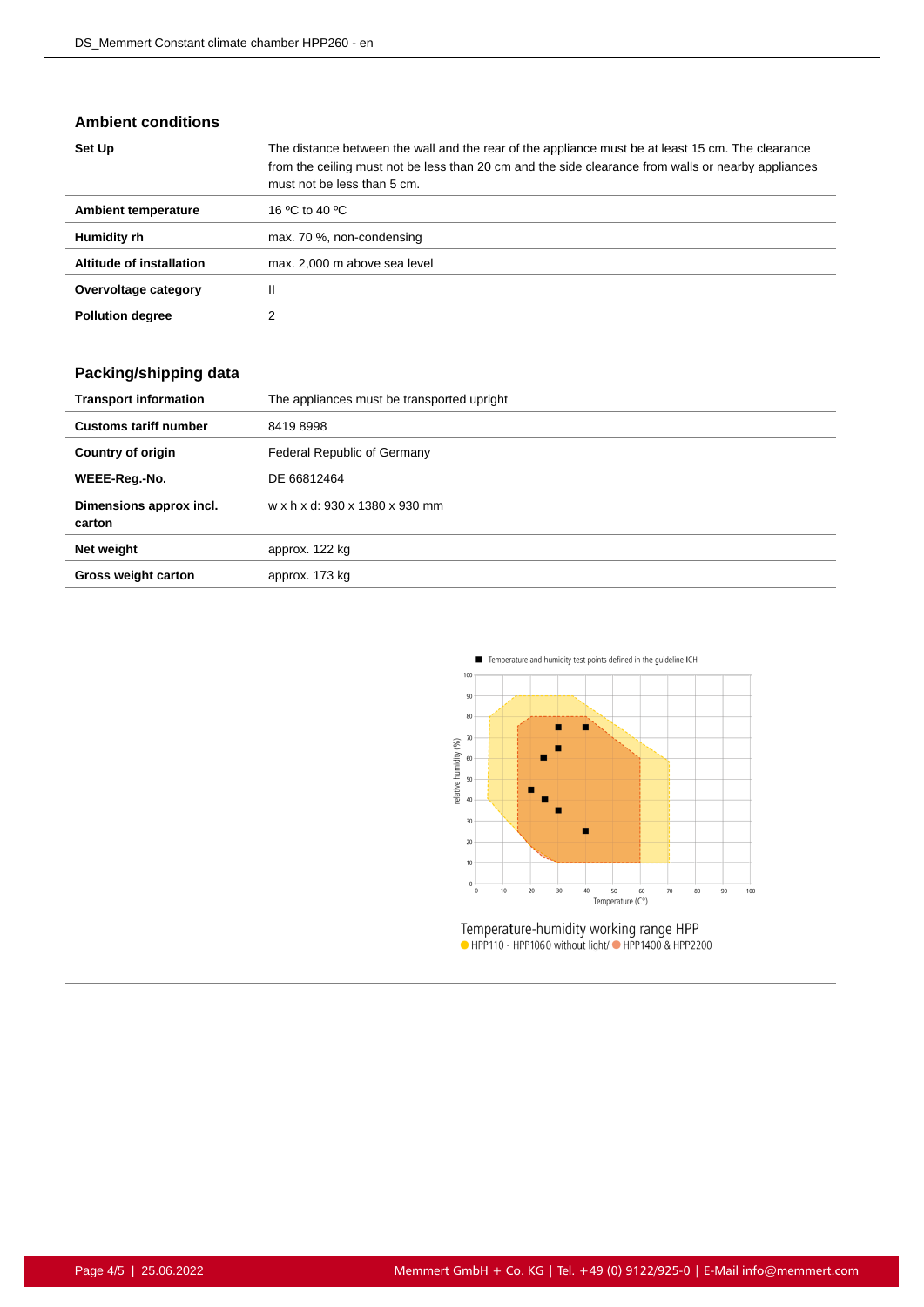## Ambient conditions

| | |
|---|---|
| **Set Up** | The distance between the wall and the rear of the appliance must be at least 15 cm. The clearance from the ceiling must not be less than 20 cm and the side clearance from walls or nearby appliances must not be less than 5 cm. |
| **Ambient temperature** | 16 ºC to 40 ºC |
| **Humidity rh** | max. 70 %, non-condensing |
| **Altitude of installation** | max. 2,000 m above sea level |
| **Overvoltage category** | II |
| **Pollution degree** | 2 |

## Packing/shipping data

| | |
|---|---|
| **Transport information** | The appliances must be transported upright |
| **Customs tariff number** | 8419 8998 |
| **Country of origin** | Federal Republic of Germany |
| **WEEE-Reg.-No.** | DE 66812464 |
| **Dimensions approx incl. carton** | w x h x d: 930 x 1380 x 930 mm |
| **Net weight** | approx. 122 kg |
| **Gross weight carton** | approx. 173 kg |

Temperature-humidity working range HPP

HPP110 - HPP1060 without light/ HPP1400 & HPP2200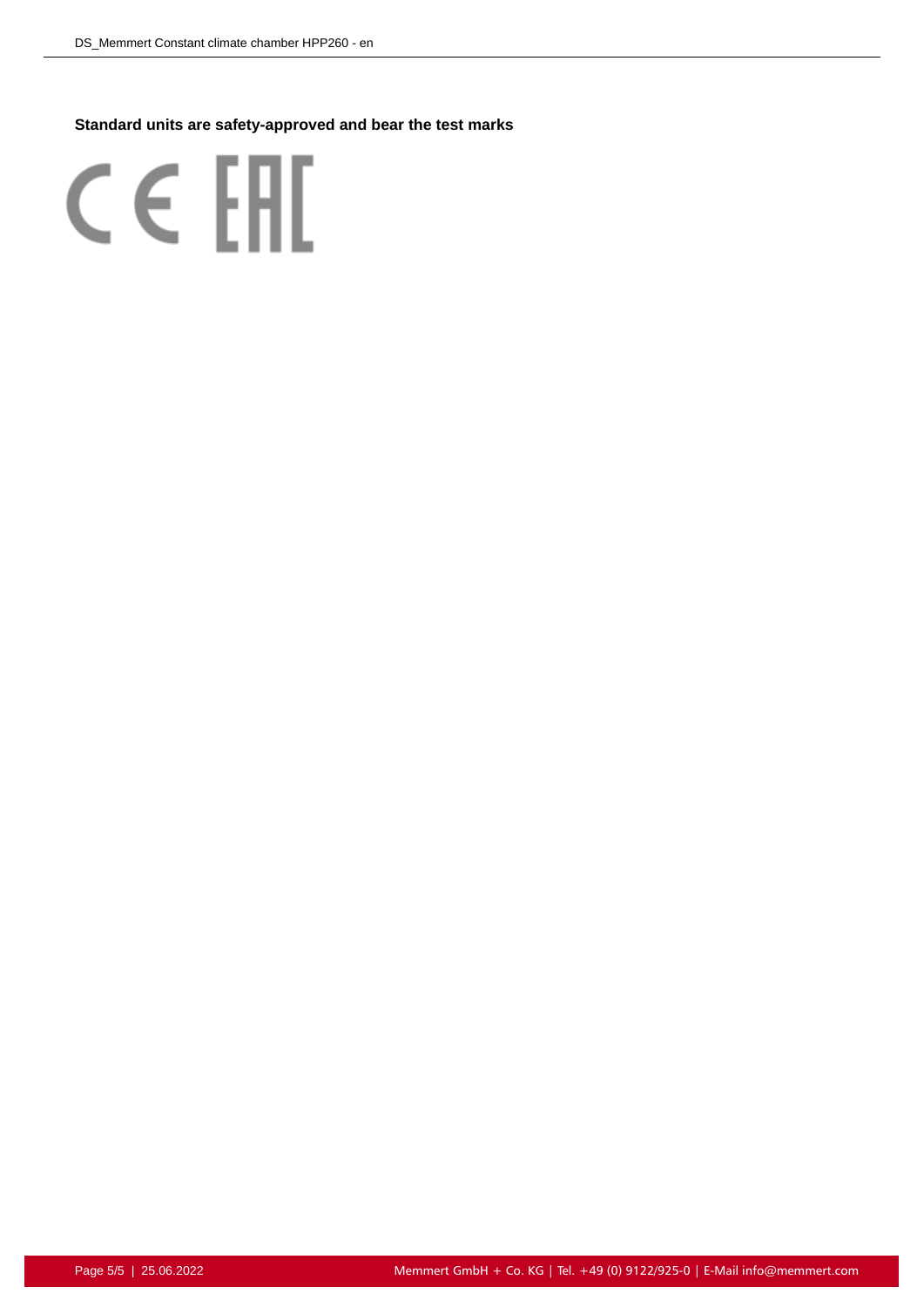**Standard units are safety-approved and bear the test marks**

CE EAC